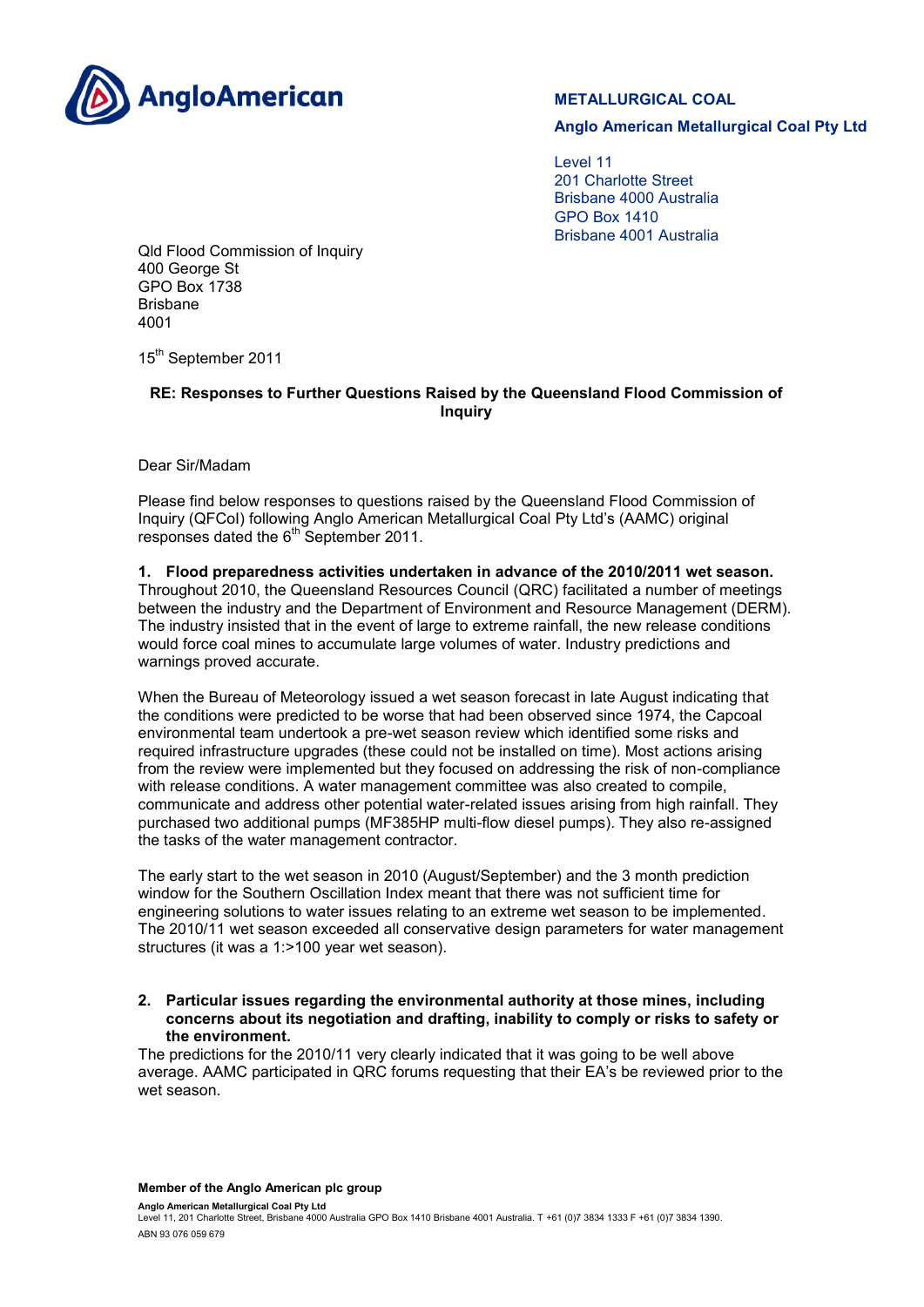AngloAmerican

**METALLURGICAL COAL**

**Anglo American Metallurgical Coal Pty Ltd**

Level 11
201 Charlotte Street
Brisbane 4000 Australia
GPO Box 1410
Brisbane 4001 Australia

Qld Flood Commission of Inquiry
400 George St
GPO Box 1738
Brisbane
4001

15th September 2011

**RE: Responses to Further Questions Raised by the Queensland Flood Commission of Inquiry**

Dear Sir/Madam

Please find below responses to questions raised by the Queensland Flood Commission of Inquiry (QFCoI) following Anglo American Metallurgical Coal Pty Ltd's (AAMC) original responses dated the 6th September 2011.

**1. Flood preparedness activities undertaken in advance of the 2010/2011 wet season.**
Throughout 2010, the Queensland Resources Council (QRC) facilitated a number of meetings between the industry and the Department of Environment and Resource Management (DERM). The industry insisted that in the event of large to extreme rainfall, the new release conditions would force coal mines to accumulate large volumes of water. Industry predictions and warnings proved accurate.

When the Bureau of Meteorology issued a wet season forecast in late August indicating that the conditions were predicted to be worse that had been observed since 1974, the Capcoal environmental team undertook a pre-wet season review which identified some risks and required infrastructure upgrades (these could not be installed on time). Most actions arising from the review were implemented but they focused on addressing the risk of non-compliance with release conditions. A water management committee was also created to compile, communicate and address other potential water-related issues arising from high rainfall. They purchased two additional pumps (MF385HP multi-flow diesel pumps). They also re-assigned the tasks of the water management contractor.

The early start to the wet season in 2010 (August/September) and the 3 month prediction window for the Southern Oscillation Index meant that there was not sufficient time for engineering solutions to water issues relating to an extreme wet season to be implemented. The 2010/11 wet season exceeded all conservative design parameters for water management structures (it was a 1:>100 year wet season).

**2. Particular issues regarding the environmental authority at those mines, including concerns about its negotiation and drafting, inability to comply or risks to safety or the environment.**
The predictions for the 2010/11 very clearly indicated that it was going to be well above average. AAMC participated in QRC forums requesting that their EA's be reviewed prior to the wet season.

**Member of the Anglo American plc group**

**Anglo American Metallurgical Coal Pty Ltd**
Level 11, 201 Charlotte Street, Brisbane 4000 Australia GPO Box 1410 Brisbane 4001 Australia. T +61 (0)7 3834 1333 F +61 (0)7 3834 1390.
ABN 93 076 059 679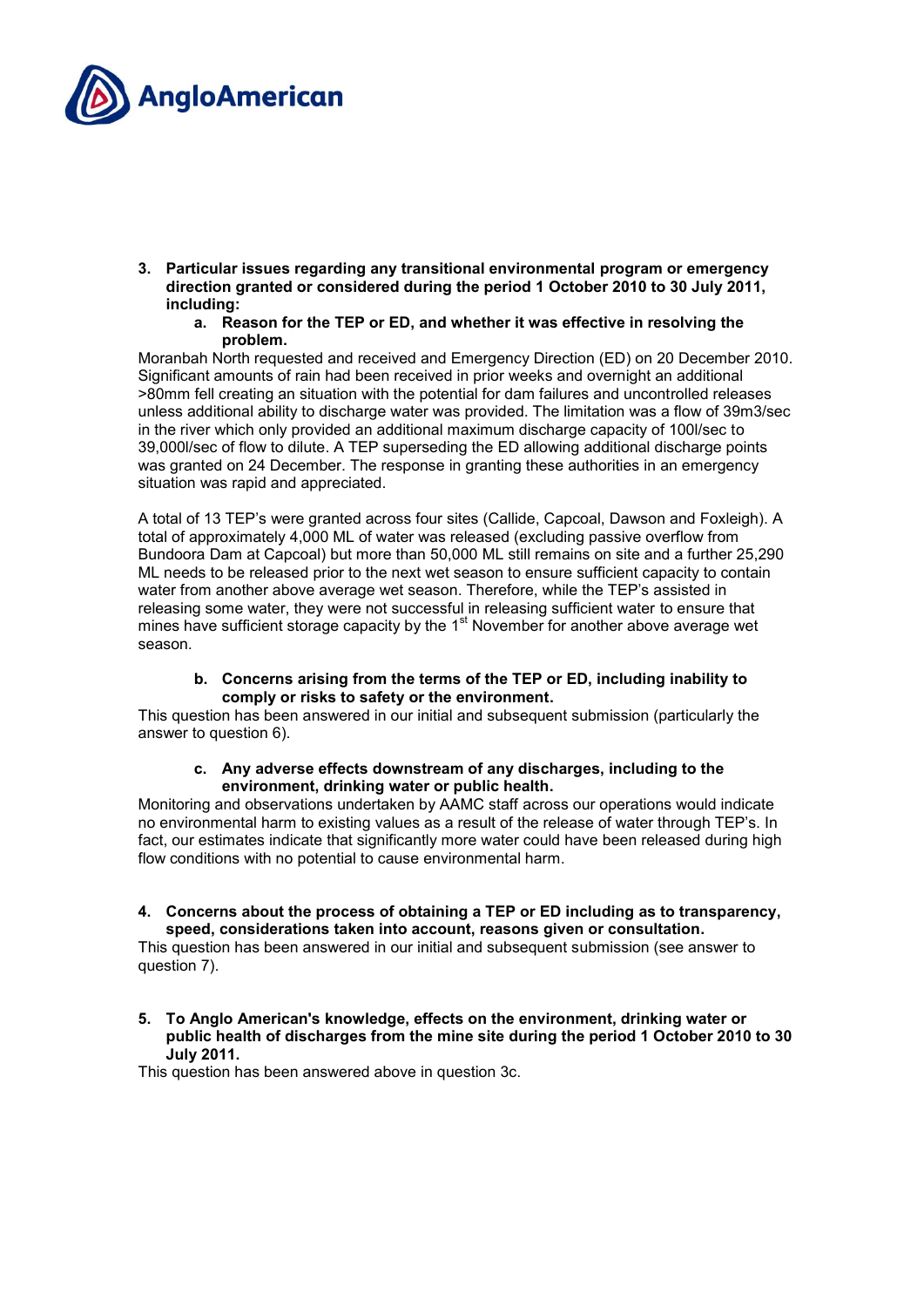3. **Particular issues regarding any transitional environmental program or emergency direction granted or considered during the period 1 October 2010 to 30 July 2011, including:**
   a. **Reason for the TEP or ED, and whether it was effective in resolving the problem.**

Moranbah North requested and received and Emergency Direction (ED) on 20 December 2010. Significant amounts of rain had been received in prior weeks and overnight an additional >80mm fell creating an situation with the potential for dam failures and uncontrolled releases unless additional ability to discharge water was provided. The limitation was a flow of 39m3/sec in the river which only provided an additional maximum discharge capacity of 100l/sec to 39,000l/sec of flow to dilute. A TEP superseding the ED allowing additional discharge points was granted on 24 December. The response in granting these authorities in an emergency situation was rapid and appreciated.

A total of 13 TEP's were granted across four sites (Callide, Capcoal, Dawson and Foxleigh). A total of approximately 4,000 ML of water was released (excluding passive overflow from Bundoora Dam at Capcoal) but more than 50,000 ML still remains on site and a further 25,290 ML needs to be released prior to the next wet season to ensure sufficient capacity to contain water from another above average wet season. Therefore, while the TEP's assisted in releasing some water, they were not successful in releasing sufficient water to ensure that mines have sufficient storage capacity by the 1st November for another above average wet season.

   b. **Concerns arising from the terms of the TEP or ED, including inability to comply or risks to safety or the environment.**

This question has been answered in our initial and subsequent submission (particularly the answer to question 6).

   c. **Any adverse effects downstream of any discharges, including to the environment, drinking water or public health.**

Monitoring and observations undertaken by AAMC staff across our operations would indicate no environmental harm to existing values as a result of the release of water through TEP's. In fact, our estimates indicate that significantly more water could have been released during high flow conditions with no potential to cause environmental harm.

4. **Concerns about the process of obtaining a TEP or ED including as to transparency, speed, considerations taken into account, reasons given or consultation.**

This question has been answered in our initial and subsequent submission (see answer to question 7).

5. **To Anglo American's knowledge, effects on the environment, drinking water or public health of discharges from the mine site during the period 1 October 2010 to 30 July 2011.**

This question has been answered above in question 3c.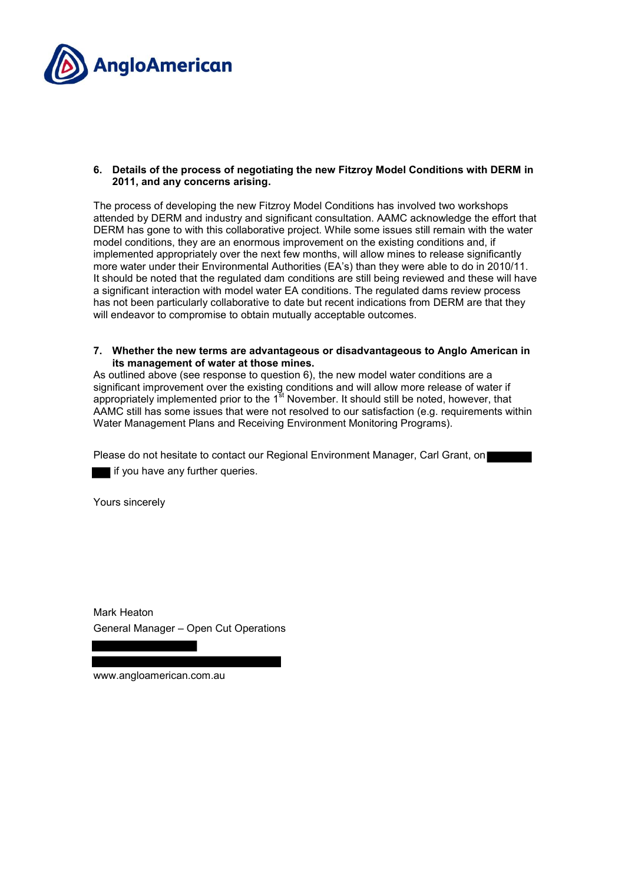**6. Details of the process of negotiating the new Fitzroy Model Conditions with DERM in 2011, and any concerns arising.**

The process of developing the new Fitzroy Model Conditions has involved two workshops attended by DERM and industry and significant consultation. AAMC acknowledge the effort that DERM has gone to with this collaborative project. While some issues still remain with the water model conditions, they are an enormous improvement on the existing conditions and, if implemented appropriately over the next few months, will allow mines to release significantly more water under their Environmental Authorities (EA's) than they were able to do in 2010/11. It should be noted that the regulated dam conditions are still being reviewed and these will have a significant interaction with model water EA conditions. The regulated dams review process has not been particularly collaborative to date but recent indications from DERM are that they will endeavor to compromise to obtain mutually acceptable outcomes.

**7. Whether the new terms are advantageous or disadvantageous to Anglo American in its management of water at those mines.**

As outlined above (see response to question 6), the new model water conditions are a significant improvement over the existing conditions and will allow more release of water if appropriately implemented prior to the 1st November. It should still be noted, however, that AAMC still has some issues that were not resolved to our satisfaction (e.g. requirements within Water Management Plans and Receiving Environment Monitoring Programs).

Please do not hesitate to contact our Regional Environment Manager, Carl Grant, on [REDACTED] [REDACTED] if you have any further queries.

Yours sincerely

Mark Heaton
General Manager – Open Cut Operations
[REDACTED]
[REDACTED]
www.angloamerican.com.au